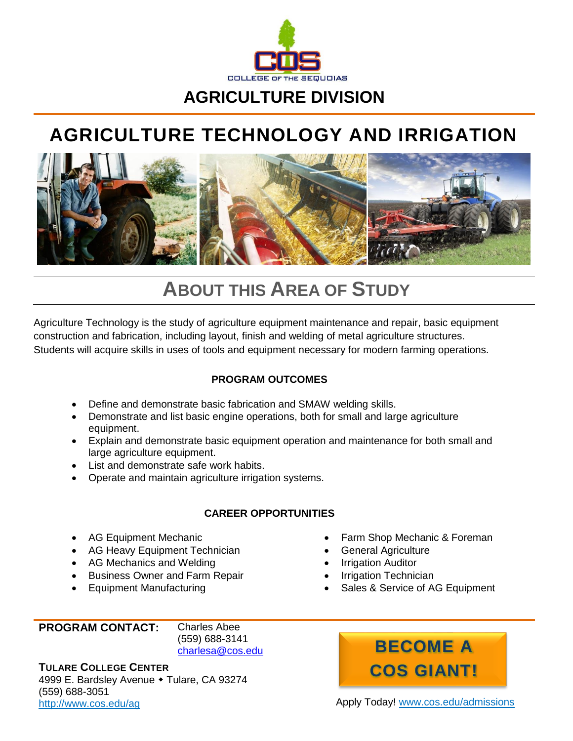COLLEGE OF THE SEQUOIAS

# AGRICULTURE DIVISION

# AGRICULTURE TECHNOLOGY AND IRRIGATION

## ABOUT THIS AREA OF STUDY

Agriculture Technology is the study of agriculture equipment maintenance and repair, basic equipment construction and fabrication, including layout, finish and welding of metal agriculture structures. Students will acquire skills in uses of tools and equipment necessary for modern farming operations.

### PROGRAM OUTCOMES

- Define and demonstrate basic fabrication and SMAW welding skills.
- Demonstrate and list basic engine operations, both for small and large agriculture equipment.
- Explain and demonstrate basic equipment operation and maintenance for both small and large agriculture equipment.
- List and demonstrate safe work habits.
- Operate and maintain agriculture irrigation systems.

### CAREER OPPORTUNITIES

- AG Equipment Mechanic
- AG Heavy Equipment Technician
- AG Mechanics and Welding
- Business Owner and Farm Repair
- Equipment Manufacturing
- Farm Shop Mechanic & Foreman
- General Agriculture
- Irrigation Auditor
- Irrigation Technician
- Sales & Service of AG Equipment

**PROGRAM CONTACT:** Charles Abee
(559) 688-3141
charlesa@cos.edu

**TULARE COLLEGE CENTER**
4999 E. Bardsley Avenue ◆ Tulare, CA 93274
(559) 688-3051
http://www.cos.edu/ag

**BECOME A COS GIANT!**

Apply Today! www.cos.edu/admissions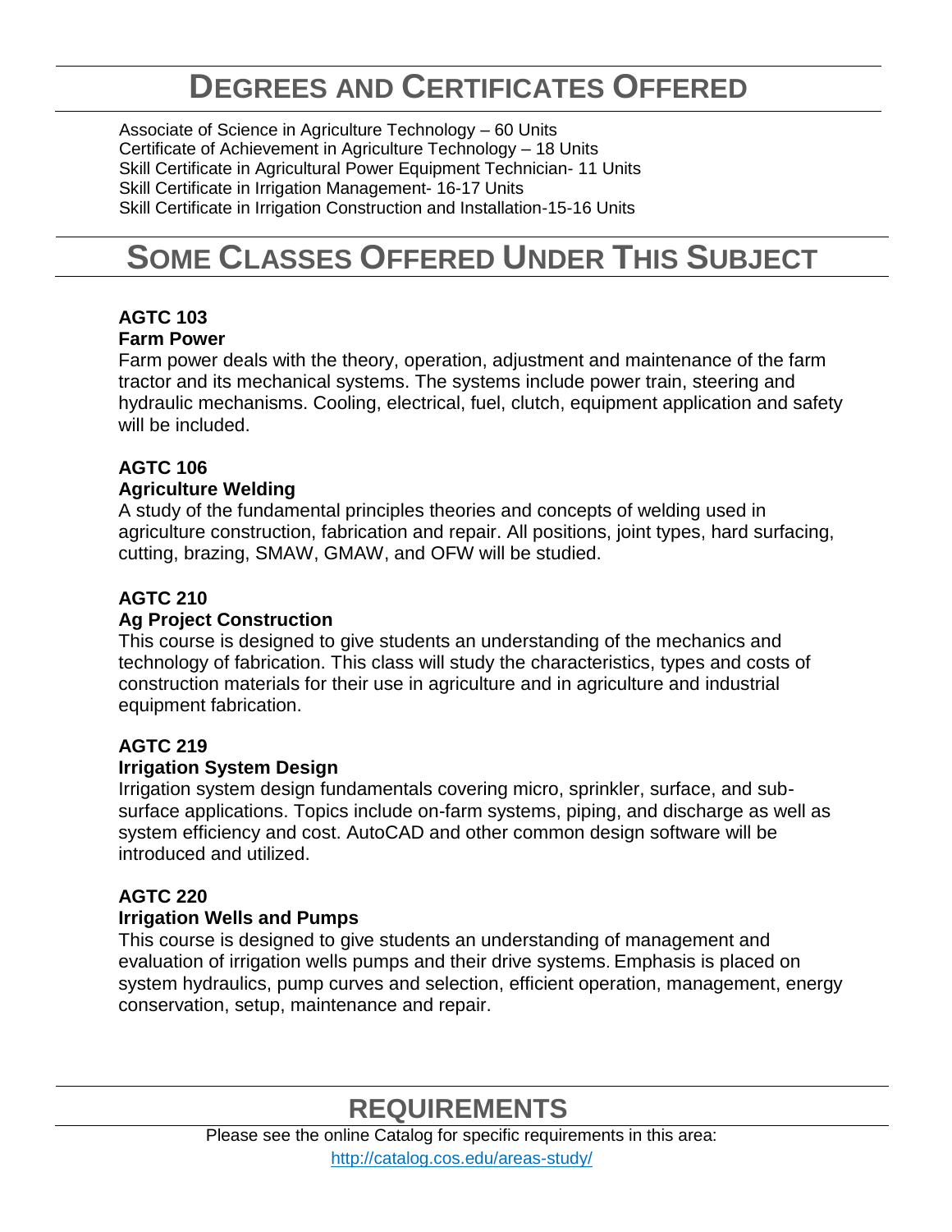# Degrees and Certificates Offered

Associate of Science in Agriculture Technology – 60 Units
Certificate of Achievement in Agriculture Technology – 18 Units
Skill Certificate in Agricultural Power Equipment Technician- 11 Units
Skill Certificate in Irrigation Management- 16-17 Units
Skill Certificate in Irrigation Construction and Installation-15-16 Units

# Some Classes Offered Under This Subject

**AGTC 103**
**Farm Power**
Farm power deals with the theory, operation, adjustment and maintenance of the farm tractor and its mechanical systems. The systems include power train, steering and hydraulic mechanisms. Cooling, electrical, fuel, clutch, equipment application and safety will be included.

**AGTC 106**
**Agriculture Welding**
A study of the fundamental principles theories and concepts of welding used in agriculture construction, fabrication and repair. All positions, joint types, hard surfacing, cutting, brazing, SMAW, GMAW, and OFW will be studied.

**AGTC 210**
**Ag Project Construction**
This course is designed to give students an understanding of the mechanics and technology of fabrication. This class will study the characteristics, types and costs of construction materials for their use in agriculture and in agriculture and industrial equipment fabrication.

**AGTC 219**
**Irrigation System Design**
Irrigation system design fundamentals covering micro, sprinkler, surface, and sub-surface applications. Topics include on-farm systems, piping, and discharge as well as system efficiency and cost. AutoCAD and other common design software will be introduced and utilized.

**AGTC 220**
**Irrigation Wells and Pumps**
This course is designed to give students an understanding of management and evaluation of irrigation wells pumps and their drive systems. Emphasis is placed on system hydraulics, pump curves and selection, efficient operation, management, energy conservation, setup, maintenance and repair.

# Requirements

Please see the online Catalog for specific requirements in this area:
http://catalog.cos.edu/areas-study/